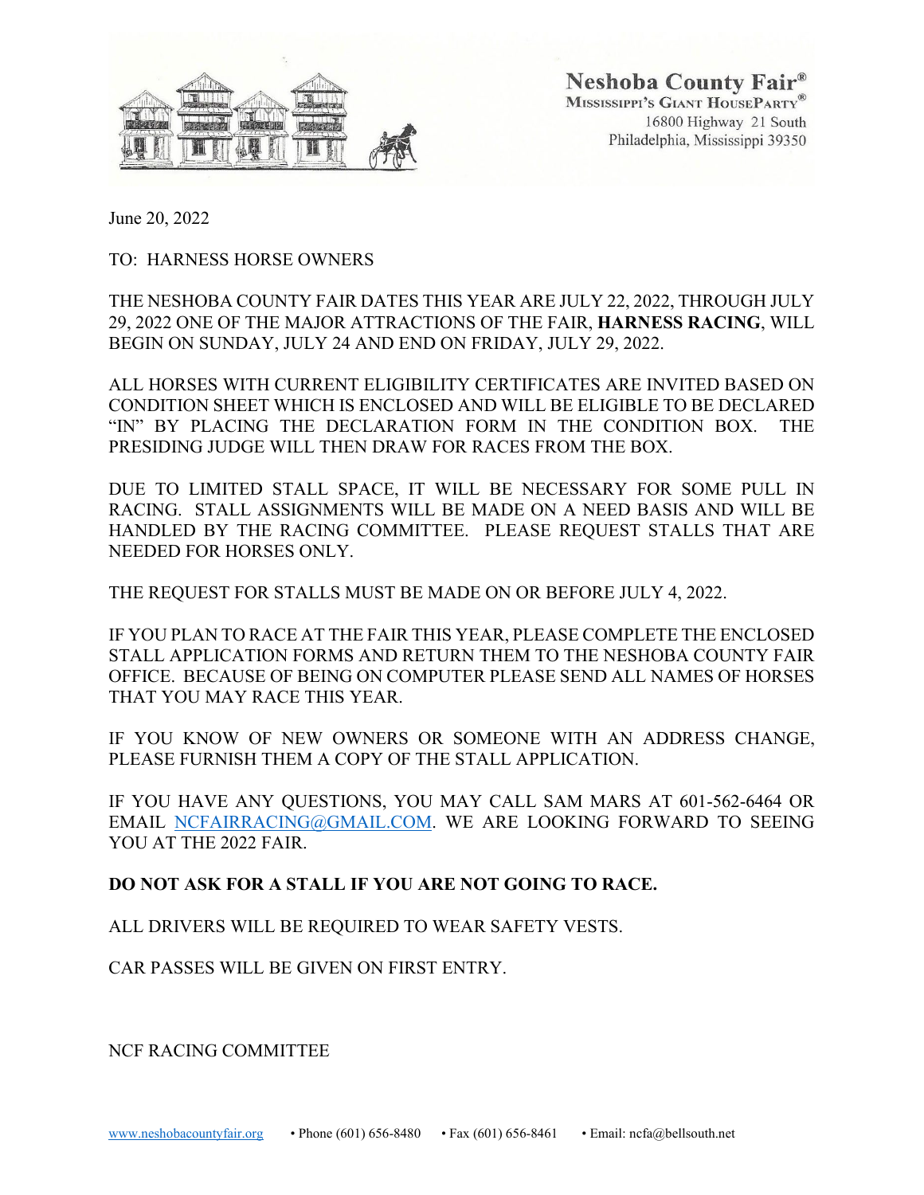**Neshoba County Fair®**
MISSISSIPPI'S GIANT HOUSEPARTY®
16800 Highway 21 South
Philadelphia, Mississippi 39350

June 20, 2022

TO: HARNESS HORSE OWNERS

THE NESHOBA COUNTY FAIR DATES THIS YEAR ARE JULY 22, 2022, THROUGH JULY 29, 2022 ONE OF THE MAJOR ATTRACTIONS OF THE FAIR, **HARNESS RACING**, WILL BEGIN ON SUNDAY, JULY 24 AND END ON FRIDAY, JULY 29, 2022.

ALL HORSES WITH CURRENT ELIGIBILITY CERTIFICATES ARE INVITED BASED ON CONDITION SHEET WHICH IS ENCLOSED AND WILL BE ELIGIBLE TO BE DECLARED "IN" BY PLACING THE DECLARATION FORM IN THE CONDITION BOX. THE PRESIDING JUDGE WILL THEN DRAW FOR RACES FROM THE BOX.

DUE TO LIMITED STALL SPACE, IT WILL BE NECESSARY FOR SOME PULL IN RACING. STALL ASSIGNMENTS WILL BE MADE ON A NEED BASIS AND WILL BE HANDLED BY THE RACING COMMITTEE. PLEASE REQUEST STALLS THAT ARE NEEDED FOR HORSES ONLY.

THE REQUEST FOR STALLS MUST BE MADE ON OR BEFORE JULY 4, 2022.

IF YOU PLAN TO RACE AT THE FAIR THIS YEAR, PLEASE COMPLETE THE ENCLOSED STALL APPLICATION FORMS AND RETURN THEM TO THE NESHOBA COUNTY FAIR OFFICE. BECAUSE OF BEING ON COMPUTER PLEASE SEND ALL NAMES OF HORSES THAT YOU MAY RACE THIS YEAR.

IF YOU KNOW OF NEW OWNERS OR SOMEONE WITH AN ADDRESS CHANGE, PLEASE FURNISH THEM A COPY OF THE STALL APPLICATION.

IF YOU HAVE ANY QUESTIONS, YOU MAY CALL SAM MARS AT 601-562-6464 OR EMAIL NCFAIRRACING@GMAIL.COM. WE ARE LOOKING FORWARD TO SEEING YOU AT THE 2022 FAIR.

**DO NOT ASK FOR A STALL IF YOU ARE NOT GOING TO RACE.**

ALL DRIVERS WILL BE REQUIRED TO WEAR SAFETY VESTS.

CAR PASSES WILL BE GIVEN ON FIRST ENTRY.

NCF RACING COMMITTEE

www.neshobacountyfair.org • Phone (601) 656-8480 • Fax (601) 656-8461 • Email: ncfa@bellsouth.net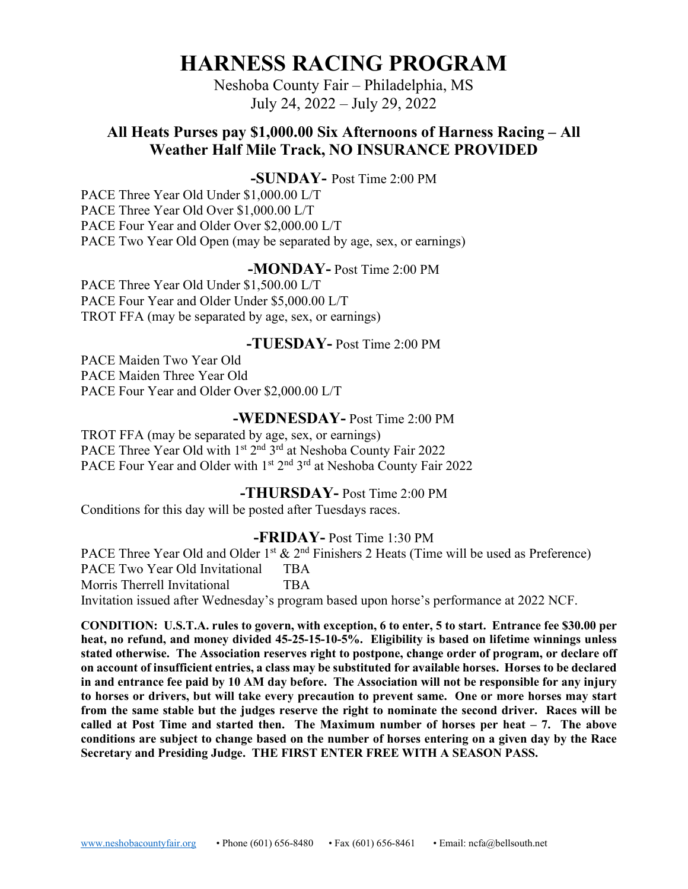# HARNESS RACING PROGRAM

Neshoba County Fair – Philadelphia, MS
July 24, 2022 – July 29, 2022

**All Heats Purses pay $1,000.00 Six Afternoons of Harness Racing – All Weather Half Mile Track, NO INSURANCE PROVIDED**

## -SUNDAY- Post Time 2:00 PM

PACE Three Year Old Under $1,000.00 L/T
PACE Three Year Old Over $1,000.00 L/T
PACE Four Year and Older Over $2,000.00 L/T
PACE Two Year Old Open (may be separated by age, sex, or earnings)

## -MONDAY- Post Time 2:00 PM

PACE Three Year Old Under $1,500.00 L/T
PACE Four Year and Older Under $5,000.00 L/T
TROT FFA (may be separated by age, sex, or earnings)

## -TUESDAY- Post Time 2:00 PM

PACE Maiden Two Year Old
PACE Maiden Three Year Old
PACE Four Year and Older Over $2,000.00 L/T

## -WEDNESDAY- Post Time 2:00 PM

TROT FFA (may be separated by age, sex, or earnings)
PACE Three Year Old with 1st 2nd 3rd at Neshoba County Fair 2022
PACE Four Year and Older with 1st 2nd 3rd at Neshoba County Fair 2022

## -THURSDAY- Post Time 2:00 PM

Conditions for this day will be posted after Tuesdays races.

## -FRIDAY- Post Time 1:30 PM

PACE Three Year Old and Older 1st & 2nd Finishers 2 Heats (Time will be used as Preference)
PACE Two Year Old Invitational TBA
Morris Therrell Invitational TBA
Invitation issued after Wednesday's program based upon horse's performance at 2022 NCF.

**CONDITION: U.S.T.A. rules to govern, with exception, 6 to enter, 5 to start. Entrance fee $30.00 per heat, no refund, and money divided 45-25-15-10-5%. Eligibility is based on lifetime winnings unless stated otherwise. The Association reserves right to postpone, change order of program, or declare off on account of insufficient entries, a class may be substituted for available horses. Horses to be declared in and entrance fee paid by 10 AM day before. The Association will not be responsible for any injury to horses or drivers, but will take every precaution to prevent same. One or more horses may start from the same stable but the judges reserve the right to nominate the second driver. Races will be called at Post Time and started then. The Maximum number of horses per heat – 7. The above conditions are subject to change based on the number of horses entering on a given day by the Race Secretary and Presiding Judge. THE FIRST ENTER FREE WITH A SEASON PASS.**

www.neshobacountyfair.org • Phone (601) 656-8480 • Fax (601) 656-8461 • Email: ncfa@bellsouth.net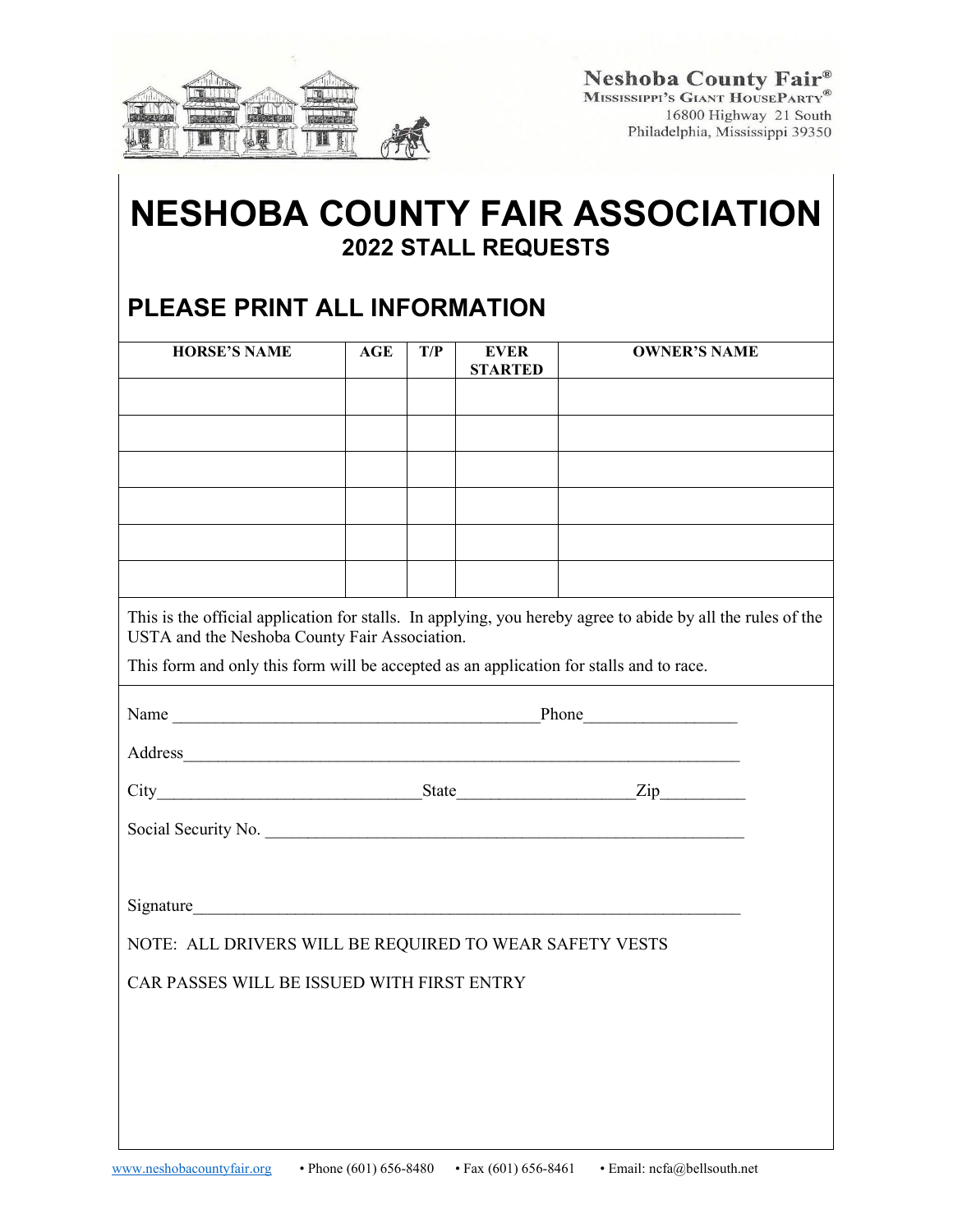Neshoba County Fair®
MISSISSIPPI'S GIANT HOUSEPARTY®
16800 Highway 21 South
Philadelphia, Mississippi 39350

# NESHOBA COUNTY FAIR ASSOCIATION

## 2022 STALL REQUESTS

## PLEASE PRINT ALL INFORMATION

| HORSE'S NAME | AGE | T/P | EVER STARTED | OWNER'S NAME |
|---|---|---|---|---|
| | | | | |
| | | | | |
| | | | | |
| | | | | |
| | | | | |
| | | | | |

This is the official application for stalls. In applying, you hereby agree to abide by all the rules of the USTA and the Neshoba County Fair Association.

This form and only this form will be accepted as an application for stalls and to race.

Name ____________________________________________ Phone __________________

Address __________________________________________________________________

City ______________________________ State ____________________ Zip __________

Social Security No. ________________________________________________________

Signature ________________________________________________________________

NOTE: ALL DRIVERS WILL BE REQUIRED TO WEAR SAFETY VESTS

CAR PASSES WILL BE ISSUED WITH FIRST ENTRY

www.neshobacountyfair.org • Phone (601) 656-8480 • Fax (601) 656-8461 • Email: ncfa@bellsouth.net